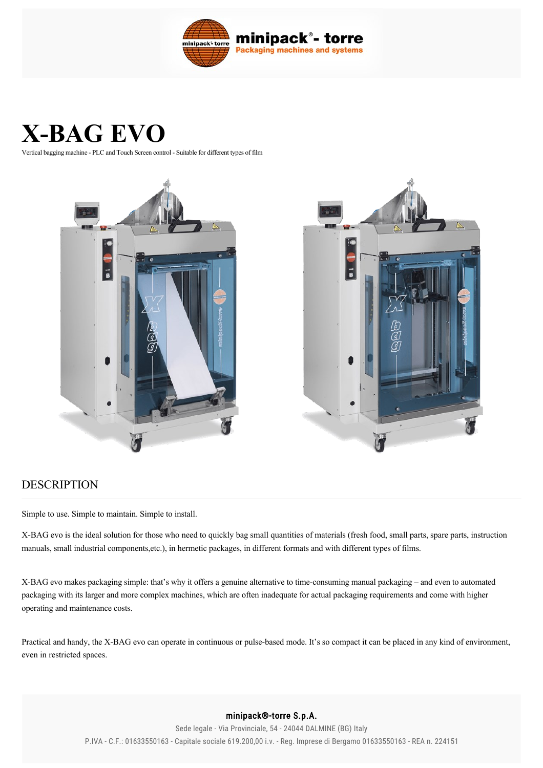# X-BAG EVO

Vertical bagging machine - PLC and Touch Screen control - Suitable for different types of film

## DESCRIPTION

Simple to use. Simple to maintain. Simple to install.

X-BAG evo is the ideal solution for those who need to quickly bag small quantities of materials (fresh food, small parts, spare parts, instruction manuals, small industrial components,etc.), in hermetic packages, in different formats and with different types of films.

X-BAG evo makes packaging simple: that's why it offers a genuine alternative to time-consuming manual packaging – and even to automated packaging with its larger and more complex machines, which are often inadequate for actual packaging requirements and come with higher operating and maintenance costs.

Practical and handy, the X-BAG evo can operate in continuous or pulse-based mode. It's so compact it can be placed in any kind of environment, even in restricted spaces.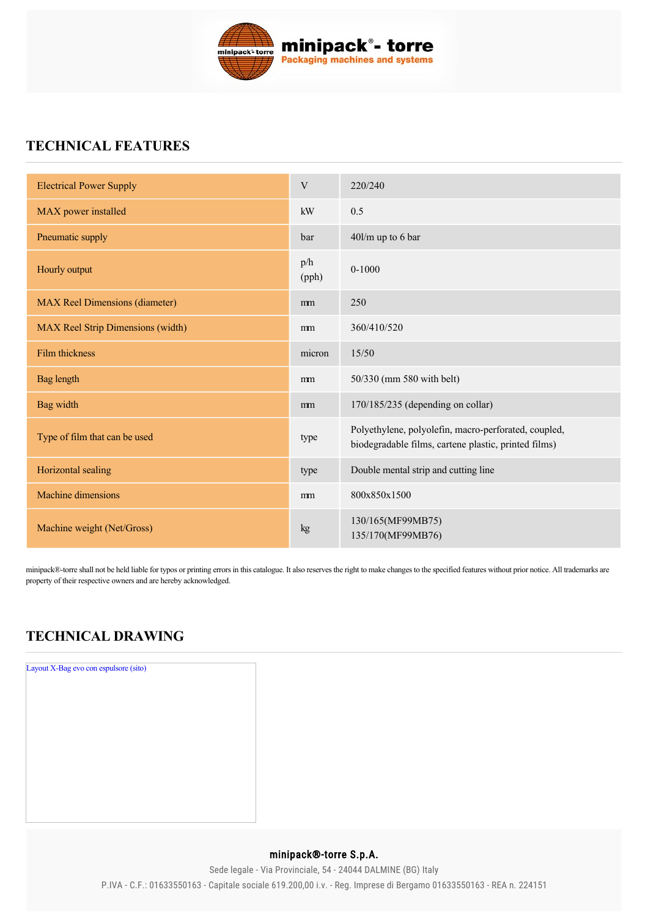## TECHNICAL FEATURES

| | | |
|---|---|---|
| Electrical Power Supply | V | 220/240 |
| MAX power installed | kW | 0.5 |
| Pneumatic supply | bar | 40l/m up to 6 bar |
| Hourly output | p/h (pph) | 0-1000 |
| MAX Reel Dimensions (diameter) | mm | 250 |
| MAX Reel Strip Dimensions (width) | mm | 360/410/520 |
| Film thickness | micron | 15/50 |
| Bag length | mm | 50/330 (mm 580 with belt) |
| Bag width | mm | 170/185/235 (depending on collar) |
| Type of film that can be used | type | Polyethylene, polyolefin, macro-perforated, coupled, biodegradable films, cartene plastic, printed films) |
| Horizontal sealing | type | Double mental strip and cutting line |
| Machine dimensions | mm | 800x850x1500 |
| Machine weight (Net/Gross) | kg | 130/165(MF99MB75) 135/170(MF99MB76) |

minipack®-torre shall not be held liable for typos or printing errors in this catalogue. It also reserves the right to make changes to the specified features without prior notice. All trademarks are property of their respective owners and are hereby acknowledged.

## TECHNICAL DRAWING

Layout X-Bag evo con espulsore (sito)

**minipack®-torre S.p.A.**

Sede legale - Via Provinciale, 54 - 24044 DALMINE (BG) Italy

P.IVA - C.F.: 01633550163 - Capitale sociale 619.200,00 i.v. - Reg. Imprese di Bergamo 01633550163 - REA n. 224151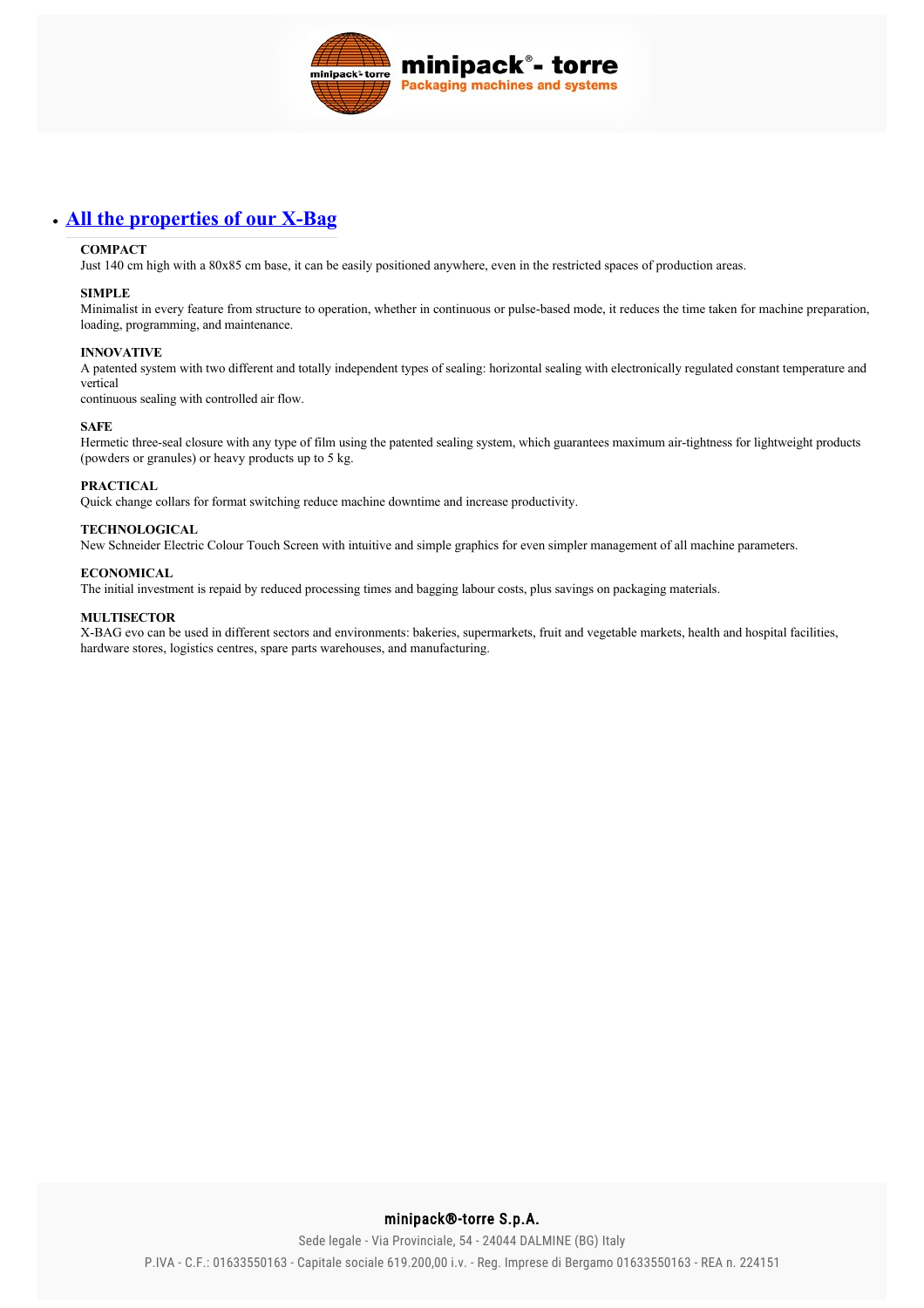- ## All the properties of our X-Bag

**COMPACT**
Just 140 cm high with a 80x85 cm base, it can be easily positioned anywhere, even in the restricted spaces of production areas.

**SIMPLE**
Minimalist in every feature from structure to operation, whether in continuous or pulse-based mode, it reduces the time taken for machine preparation, loading, programming, and maintenance.

**INNOVATIVE**
A patented system with two different and totally independent types of sealing: horizontal sealing with electronically regulated constant temperature and vertical
continuous sealing with controlled air flow.

**SAFE**
Hermetic three-seal closure with any type of film using the patented sealing system, which guarantees maximum air-tightness for lightweight products (powders or granules) or heavy products up to 5 kg.

**PRACTICAL**
Quick change collars for format switching reduce machine downtime and increase productivity.

**TECHNOLOGICAL**
New Schneider Electric Colour Touch Screen with intuitive and simple graphics for even simpler management of all machine parameters.

**ECONOMICAL**
The initial investment is repaid by reduced processing times and bagging labour costs, plus savings on packaging materials.

**MULTISECTOR**
X-BAG evo can be used in different sectors and environments: bakeries, supermarkets, fruit and vegetable markets, health and hospital facilities, hardware stores, logistics centres, spare parts warehouses, and manufacturing.